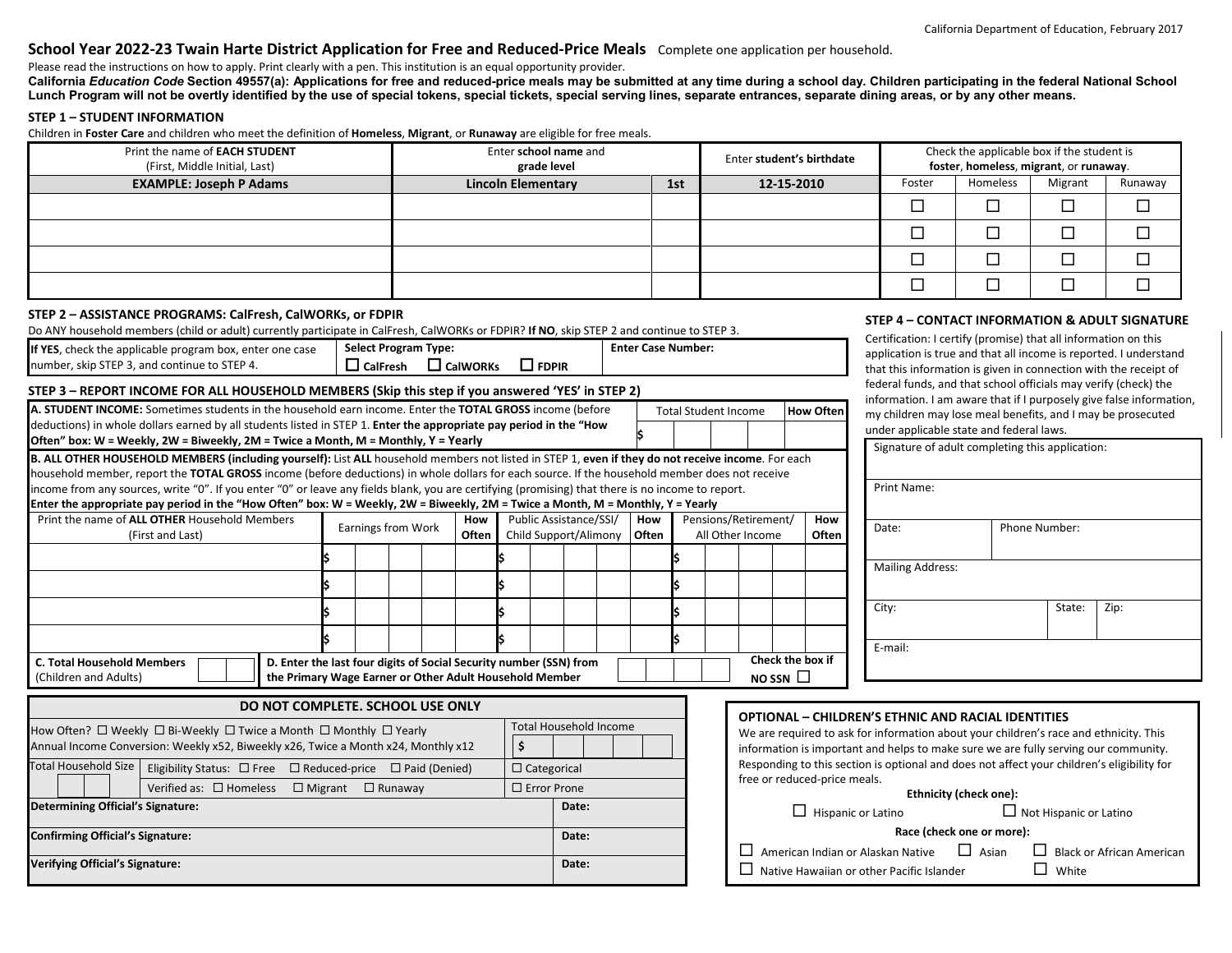California Department of Education, February 2017

# School Year 2022-23 Twain Harte District Application for Free and Reduced-Price Meals

Complete one application per household.

Please read the instructions on how to apply. Print clearly with a pen. This institution is an equal opportunity provider.

**California *Education Code* Section 49557(a): Applications for free and reduced-price meals may be submitted at any time during a school day. Children participating in the federal National School Lunch Program will not be overtly identified by the use of special tokens, special tickets, special serving lines, separate entrances, separate dining areas, or by any other means.**

## STEP 1 – STUDENT INFORMATION

Children in **Foster Care** and children who meet the definition of **Homeless**, **Migrant**, or **Runaway** are eligible for free meals.

| Print the name of **EACH STUDENT** (First, Middle Initial, Last) | Enter **school name** and **grade level** | | Enter **student's birthdate** | Check the applicable box if the student is **foster**, **homeless**, **migrant**, or **runaway**. | | | |
|---|---|---|---|---|---|---|---|
| | | | | Foster | Homeless | Migrant | Runaway |
| **EXAMPLE: Joseph P Adams** | **Lincoln Elementary** | **1st** | **12-15-2010** | | | | |
| | | | | ☐ | ☐ | ☐ | ☐ |
| | | | | ☐ | ☐ | ☐ | ☐ |
| | | | | ☐ | ☐ | ☐ | ☐ |
| | | | | ☐ | ☐ | ☐ | ☐ |

## STEP 2 – ASSISTANCE PROGRAMS: CalFresh, CalWORKs, or FDPIR

Do ANY household members (child or adult) currently participate in CalFresh, CalWORKs or FDPIR? **If NO**, skip STEP 2 and continue to STEP 3.

| **If YES**, check the applicable program box, enter one case number, skip STEP 3, and continue to STEP 4. | **Select Program Type:** ☐ **CalFresh** ☐ **CalWORKs** ☐ **FDPIR** | **Enter Case Number:** |
|---|---|---|

## STEP 3 – REPORT INCOME FOR ALL HOUSEHOLD MEMBERS (Skip this step if you answered 'YES' in STEP 2)

**A. STUDENT INCOME:** Sometimes students in the household earn income. Enter the **TOTAL GROSS** income (before deductions) in whole dollars earned by all students listed in STEP 1. **Enter the appropriate pay period in the "How Often" box: W = Weekly, 2W = Biweekly, 2M = Twice a Month, M = Monthly, Y = Yearly**

| Total Student Income | How Often |
|---|---|
| $ | |

**B. ALL OTHER HOUSEHOLD MEMBERS (including yourself):** List **ALL** household members not listed in STEP 1, **even if they do not receive income**. For each household member, report the **TOTAL GROSS** income (before deductions) in whole dollars for each source. If the household member does not receive income from any sources, write "0". If you enter "0" or leave any fields blank, you are certifying (promising) that there is no income to report.
**Enter the appropriate pay period in the "How Often" box: W = Weekly, 2W = Biweekly, 2M = Twice a Month, M = Monthly, Y = Yearly**

| Print the name of **ALL OTHER** Household Members (First and Last) | Earnings from Work | How Often | Public Assistance/SSI/ Child Support/Alimony | How Often | Pensions/Retirement/ All Other Income | How Often |
|---|---|---|---|---|---|---|
| | $ | | $ | | $ | |
| | $ | | $ | | $ | |
| | $ | | $ | | $ | |
| | $ | | $ | | $ | |

**C. Total Household Members** (Children and Adults)

**D. Enter the last four digits of Social Security number (SSN) from the Primary Wage Earner or Other Adult Household Member**

**Check the box if NO SSN** ☐

## STEP 4 – CONTACT INFORMATION & ADULT SIGNATURE

Certification: I certify (promise) that all information on this application is true and that all income is reported. I understand that this information is given in connection with the receipt of federal funds, and that school officials may verify (check) the information. I am aware that if I purposely give false information, my children may lose meal benefits, and I may be prosecuted under applicable state and federal laws.

| Signature of adult completing this application: | | |
|---|---|---|
| Print Name: | | |
| Date: | Phone Number: | |
| Mailing Address: | | |
| City: | State: | Zip: |
| E-mail: | | |

## DO NOT COMPLETE. SCHOOL USE ONLY

| How Often? ☐ Weekly ☐ Bi-Weekly ☐ Twice a Month ☐ Monthly ☐ Yearly<br>Annual Income Conversion: Weekly x52, Biweekly x26, Twice a Month x24, Monthly x12 | | Total Household Income<br>$ |
|---|---|---|
| Total Household Size | Eligibility Status: ☐ Free ☐ Reduced-price ☐ Paid (Denied) | ☐ Categorical |
| | Verified as: ☐ Homeless ☐ Migrant ☐ Runaway | ☐ Error Prone |
| **Determining Official's Signature:** | | **Date:** |
| **Confirmed Official's Signature:** | | **Date:** |
| **Verifying Official's Signature:** | | **Date:** |

## OPTIONAL – CHILDREN'S ETHNIC AND RACIAL IDENTITIES

We are required to ask for information about your children's race and ethnicity. This information is important and helps to make sure we are fully serving our community. Responding to this section is optional and does not affect your children's eligibility for free or reduced-price meals.

**Ethnicity (check one):**

☐ Hispanic or Latino ☐ Not Hispanic or Latino

**Race (check one or more):**

☐ American Indian or Alaskan Native ☐ Asian ☐ Black or African American
☐ Native Hawaiian or other Pacific Islander ☐ White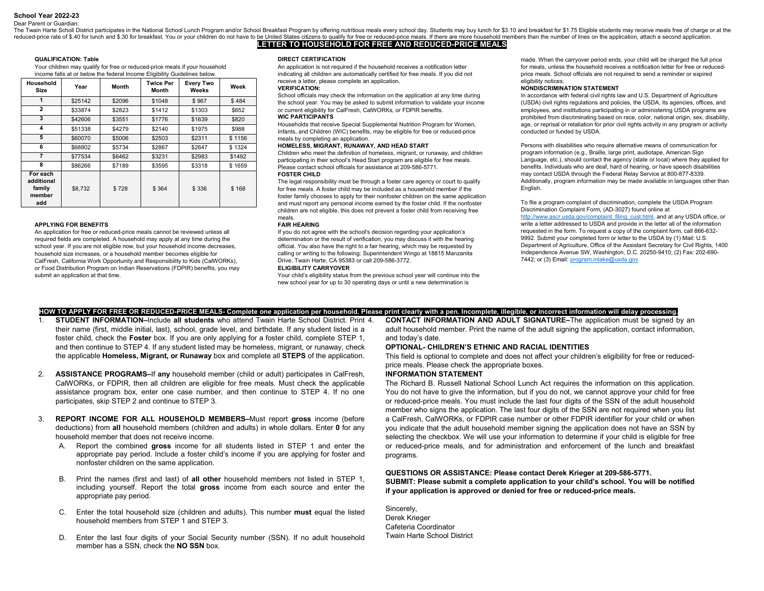**School Year 2022-23**

Dear Parent or Guardian:

The Twain Harte Scholl District participates in the National School Lunch Program and/or School Breakfast Program by offering nutritious meals every school day. Students may buy lunch for $3.10 and breakfast for $1.75 Eligible students may receive meals free of charge or at the reduced-price rate of $.40 for lunch and $.30 for breakfast. You or your children do not have to be United States citizens to qualify for free or reduced-price meals. If there are more household members than the number of lines on the application, attach a second application.

## LETTER TO HOUSEHOLD FOR FREE AND REDUCED-PRICE MEALS

**QUALIFICATION: Table**

Your children may qualify for free or reduced-price meals if your household income falls at or below the federal Income Eligibility Guidelines below.

| Household Size | Year | Month | Twice Per Month | Every Two Weeks | Week |
|---|---|---|---|---|---|
| 1 | $25142 | $2096 | $1048 | $ 967 | $ 484 |
| 2 | $33874 | $2823 | $1412 | $1303 | $652 |
| 3 | $42606 | $3551 | $1776 | $1639 | $820 |
| 4 | $51338 | $4279 | $2140 | $1975 | $988 |
| 5 | $60070 | $5006 | $2503 | $2311 | $ 1156 |
| 6 | $68802 | $5734 | $2867 | $2647 | $ 1324 |
| 7 | $77534 | $6462 | $3231 | $2983 | $1492 |
| 8 | $86266 | $7189 | $3595 | $3318 | $ 1659 |
| For each additional family member add | $8,732 | $ 728 | $ 364 | $ 336 | $ 168 |

**APPLYING FOR BENEFITS**

An application for free or reduced-price meals cannot be reviewed unless all required fields are completed. A household may apply at any time during the school year. If you are not eligible now, but your household income decreases, household size increases, or a household member becomes eligible for CalFresh, California Work Opportunity and Responsibility to Kids (CalWORKs), or Food Distribution Program on Indian Reservations (FDPIR) benefits, you may submit an application at that time.

**DIRECT CERTIFICATION**

An application is not required if the household receives a notification letter indicating all children are automatically certified for free meals. If you did not receive a letter, please complete an application.

**VERIFICATION:**

School officials may check the information on the application at any time during the school year. You may be asked to submit information to validate your income or current eligibility for CalFresh, CalWORKs, or FDPIR benefits.

**WIC PARTICIPANTS**

Households that receive Special Supplemental Nutrition Program for Women, Infants, and Children (WIC) benefits, may be eligible for free or reduced-price meals by completing an application.

**HOMELESS, MIGRANT, RUNAWAY, AND HEAD START**

Children who meet the definition of homeless, migrant, or runaway, and children participating in their school's Head Start program are eligible for free meals. Please contact school officials for assistance at 209-586-5771.

**FOSTER CHILD**

The legal responsibility must be through a foster care agency or court to qualify for free meals. A foster child may be included as a household member if the foster family chooses to apply for their nonfoster children on the same application and must report any personal income earned by the foster child. If the nonfoster children are not eligible, this does not prevent a foster child from receiving free meals.

**FAIR HEARING**

If you do not agree with the school's decision regarding your application's determination or the result of verification, you may discuss it with the hearing official. You also have the right to a fair hearing, which may be requested by calling or writing to the following: Superintendent Wingo at 18815 Manzanita Drive, Twain Harte, CA 95383 or call 209-586-3772.

**ELIGIBILITY CARRYOVER**

Your child's eligibility status from the previous school year will continue into the new school year for up to 30 operating days or until a new determination is made. When the carryover period ends, your child will be charged the full price for meals, unless the household receives a notification letter for free or reduced-price meals. School officials are not required to send a reminder or expired eligibility notices.

**NONDISCRIMINATION STATEMENT**

In accordance with federal civil rights law and U.S. Department of Agriculture (USDA) civil rights regulations and policies, the USDA, its agencies, offices, and employees, and institutions participating in or administering USDA programs are prohibited from discriminating based on race, color, national origin, sex, disability, age, or reprisal or retaliation for prior civil rights activity in any program or activity conducted or funded by USDA.

Persons with disabilities who require alternative means of communication for program information (e.g., Braille, large print, audiotape, American Sign Language, etc.), should contact the agency (state or local) where they applied for benefits. Individuals who are deaf, hard of hearing, or have speech disabilities may contact USDA through the Federal Relay Service at 800-877-8339. Additionally, program information may be made available in languages other than English.

To file a program complaint of discrimination, complete the USDA Program Discrimination Complaint Form, (AD-3027) found online at http://www.ascr.usda.gov/complaint_filing_cust.html, and at any USDA office, or write a letter addressed to USDA and provide in the letter all of the information requested in the form. To request a copy of the complaint form, call 866-632-9992. Submit your completed form or letter to the USDA by (1) Mail: U.S. Department of Agriculture, Office of the Assistant Secretary for Civil Rights, 1400 Independence Avenue SW, Washington, D.C. 20250-9410; (2) Fax: 202-690-7442; or (3) Email: program.intake@usda.gov

## HOW TO APPLY FOR FREE OR REDUCED-PRICE MEALS- Complete one application per household. Please print clearly with a pen. Incomplete, illegible, or incorrect information will delay processing.

1. **STUDENT INFORMATION–**Include **all students** who attend Twain Harte School District. Print their name (first, middle initial, last), school, grade level, and birthdate. If any student listed is a foster child, check the **Foster** box. If you are only applying for a foster child, complete STEP 1, and then continue to STEP 4. If any student listed may be homeless, migrant, or runaway, check the applicable **Homeless, Migrant, or Runaway** box and complete all **STEPS** of the application.

2. **ASSISTANCE PROGRAMS–**If **any** household member (child or adult) participates in CalFresh, CalWORKs, or FDPIR, then all children are eligible for free meals. Must check the applicable assistance program box, enter one case number, and then continue to STEP 4. If no one participates, skip STEP 2 and continue to STEP 3.

3. **REPORT INCOME FOR ALL HOUSEHOLD MEMBERS–**Must report **gross** income (before deductions) from **all** household members (children and adults) in whole dollars. Enter **0** for any household member that does not receive income.
   A. Report the combined **gross** income for all students listed in STEP 1 and enter the appropriate pay period. Include a foster child's income if you are applying for foster and nonfoster children on the same application.
   B. Print the names (first and last) of **all other** household members not listed in STEP 1, including yourself. Report the total **gross** income from each source and enter the appropriate pay period.
   C. Enter the total household size (children and adults). This number **must** equal the listed household members from STEP 1 and STEP 3.
   D. Enter the last four digits of your Social Security number (SSN). If no adult household member has a SSN, check the **NO SSN** box.

4. **CONTACT INFORMATION AND ADULT SIGNATURE–**The application must be signed by an adult household member. Print the name of the adult signing the application, contact information, and today's date.

**OPTIONAL- CHILDREN'S ETHNIC AND RACIAL IDENTITIES**

This field is optional to complete and does not affect your children's eligibility for free or reduced-price meals. Please check the appropriate boxes.

**INFORMATION STATEMENT**

The Richard B. Russell National School Lunch Act requires the information on this application. You do not have to give the information, but if you do not, we cannot approve your child for free or reduced-price meals. You must include the last four digits of the SSN of the adult household member who signs the application. The last four digits of the SSN are not required when you list a CalFresh, CalWORKs, or FDPIR case number or other FDPIR identifier for your child or when you indicate that the adult household member signing the application does not have an SSN by selecting the checkbox. We will use your information to determine if your child is eligible for free or reduced-price meals, and for administration and enforcement of the lunch and breakfast programs.

**QUESTIONS OR ASSISTANCE: Please contact Derek Krieger at 209-586-5771.**

**SUBMIT: Please submit a complete application to your child's school. You will be notified if your application is approved or denied for free or reduced-price meals.**

Sincerely,
Derek Krieger
Cafeteria Coordinator
Twain Harte School District